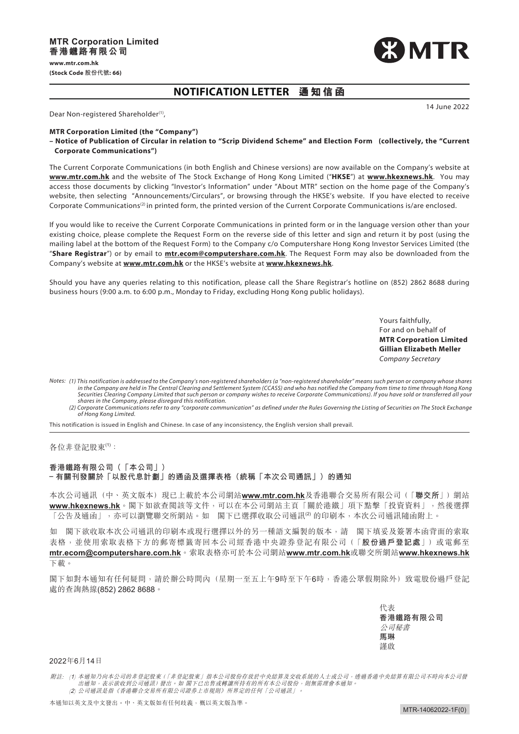**MTR Corporation Limited**
**香港鐵路有限公司**

**www.mtr.com.hk**
**(Stock Code 股份代號: 66)**

# NOTIFICATION LETTER 通知信函

14 June 2022

Dear Non-registered Shareholder[1],

**MTR Corporation Limited (the "Company")**
**– Notice of Publication of Circular in relation to "Scrip Dividend Scheme" and Election Form (collectively, the "Current Corporate Communications")**

The Current Corporate Communications (in both English and Chinese versions) are now available on the Company's website at **www.mtr.com.hk** and the website of The Stock Exchange of Hong Kong Limited ("**HKSE**") at **www.hkexnews.hk**. You may access those documents by clicking "Investor's Information" under "About MTR" section on the home page of the Company's website, then selecting "Announcements/Circulars", or browsing through the HKSE's website. If you have elected to receive Corporate Communications[2] in printed form, the printed version of the Current Corporate Communications is/are enclosed.

If you would like to receive the Current Corporate Communications in printed form or in the language version other than your existing choice, please complete the Request Form on the reverse side of this letter and sign and return it by post (using the mailing label at the bottom of the Request Form) to the Company c/o Computershare Hong Kong Investor Services Limited (the "**Share Registrar**") or by email to **mtr.ecom@computershare.com.hk**. The Request Form may also be downloaded from the Company's website at **www.mtr.com.hk** or the HKSE's website at **www.hkexnews.hk**.

Should you have any queries relating to this notification, please call the Share Registrar's hotline on (852) 2862 8688 during business hours (9:00 a.m. to 6:00 p.m., Monday to Friday, excluding Hong Kong public holidays).

Yours faithfully,
For and on behalf of
**MTR Corporation Limited**
**Gillian Elizabeth Meller**
*Company Secretary*

*Notes: (1) This notification is addressed to the Company's non-registered shareholders (a "non-registered shareholder" means such person or company whose shares in the Company are held in The Central Clearing and Settlement System (CCASS) and who has notified the Company from time to time through Hong Kong Securities Clearing Company Limited that such person or company wishes to receive Corporate Communications). If you have sold or transferred all your shares in the Company, please disregard this notification.*
*(2) Corporate Communications refer to any "corporate communication" as defined under the Rules Governing the Listing of Securities on The Stock Exchange of Hong Kong Limited.*

This notification is issued in English and Chinese. In case of any inconsistency, the English version shall prevail.

---

各位非登記股東[1]：

**香港鐵路有限公司（「本公司」）**
**– 有關刊發關於「以股代息計劃」的通函及選擇表格（統稱「本次公司通訊」）的通知**

本次公司通訊（中、英文版本）現已上載於本公司網站**www.mtr.com.hk**及香港聯合交易所有限公司（「**聯交所**」）網站**www.hkexnews.hk**。閣下如欲查閱該等文件，可以在本公司網站主頁「關於港鐵」項下點擊「投資資料」，然後選擇「公告及通函」，亦可以瀏覽聯交所網站。如 閣下已選擇收取公司通訊[2]的印刷本，本次公司通訊隨函附上。

如 閣下欲收取本次公司通訊的印刷本或現行選擇以外的另一種語文編製的版本，請 閣下填妥及簽署本函背面的索取表格，並使用索取表格下方的郵寄標籤寄回本公司經香港中央證券登記有限公司（「**股份過戶登記處**」）或電郵至**mtr.ecom@computershare.com.hk**。索取表格亦可於本公司網站**www.mtr.com.hk**或聯交所網站**www.hkexnews.hk**下載。

閣下如對本通知有任何疑問，請於辦公時間內（星期一至五上午9時至下午6時，香港公眾假期除外）致電股份過戶登記處的查詢熱線(852) 2862 8688。

代表
**香港鐵路有限公司**
*公司秘書*
**馬琳**
謹啟

2022年6月14日

*附註：(1) 本通知乃向本公司的非登記股東（「非登記股東」指本公司股份存放於中央結算及交收系統的人士或公司，透過香港中央結算有限公司不時向本公司發出通知，表示欲收到公司通訊）發出。如 閣下已出售或轉讓所持有的所有本公司股份，則無需理會本通知。*
*(2) 公司通訊是指《香港聯合交易所有限公司證券上市規則》所界定的任何「公司通訊」。*

本通知以英文及中文發出。中、英文版如有任何歧義，概以英文版為準。

MTR-14062022-1F(0)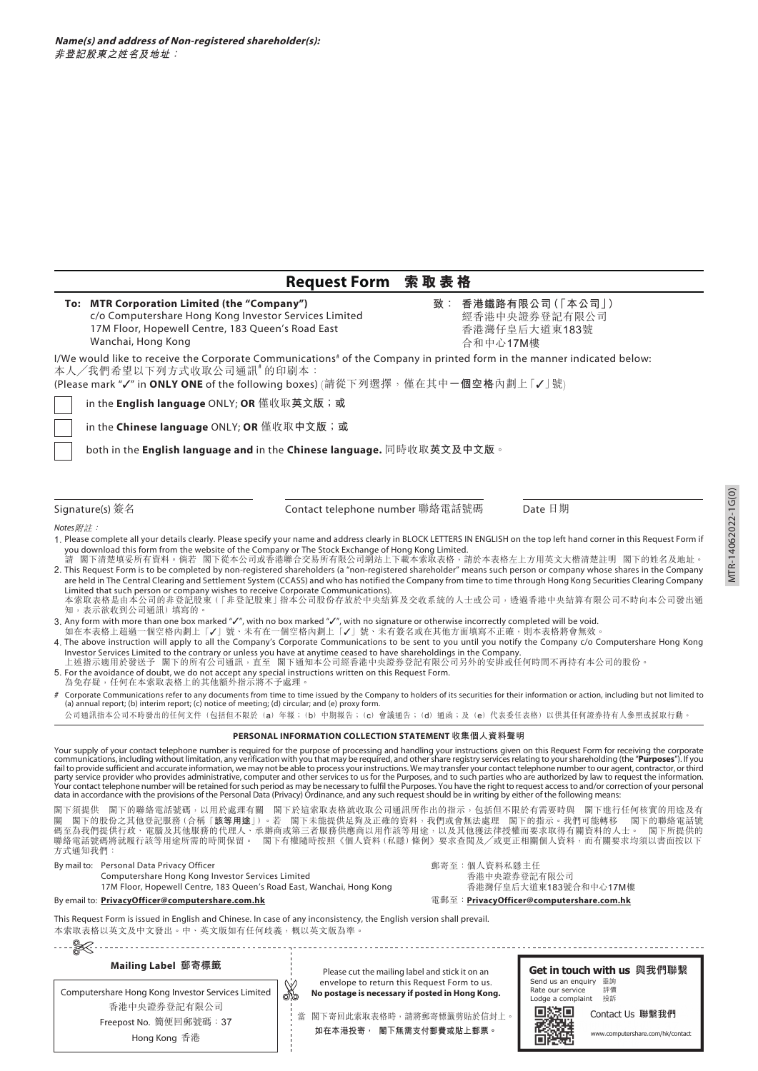***Name(s) and address of Non-registered shareholder(s):***
***非登記股東之姓名及地址：***

# Request Form 索取表格

**To: MTR Corporation Limited (the "Company")**
c/o Computershare Hong Kong Investor Services Limited
17M Floor, Hopewell Centre, 183 Queen's Road East
Wanchai, Hong Kong

**致： 香港鐵路有限公司(「本公司」)**
經香港中央證券登記有限公司
香港灣仔皇后大道東183號
合和中心17M樓

I/We would like to receive the Corporate Communications# of the Company in printed form in the manner indicated below:
本人╱我們希望以下列方式收取公司通訊#的印刷本：
(Please mark "✓" in **ONLY ONE** of the following boxes) (請從下列選擇，僅在其中**一個空格**內劃上「✓」號)

☐ in the **English language** ONLY; **OR** 僅收取**英文版；或**

☐ in the **Chinese language** ONLY; **OR** 僅收取**中文版；或**

☐ both in the **English language and** in the **Chinese language.** 同時收取**英文及中文版**。

Signature(s) 簽名 ______________ Contact telephone number 聯絡電話號碼 ______________ Date 日期 ______________

*Notes 附註：*

1. Please complete all your details clearly. Please specify your name and address clearly in BLOCK LETTERS IN ENGLISH on the top left hand corner in this Request Form if you download this form from the website of the Company or The Stock Exchange of Hong Kong Limited.
請 閣下清楚填妥所有資料。倘若 閣下從本公司或香港聯合交易所有限公司網站上下載本索取表格，請於本表格左上方用英文大楷清楚註明 閣下的姓名及地址。
2. This Request Form is to be completed by non-registered shareholders (a "non-registered shareholder" means such person or company whose shares in the Company are held in The Central Clearing and Settlement System (CCASS) and who has notified the Company from time to time through Hong Kong Securities Clearing Company Limited that such person or company wishes to receive Corporate Communications).
本索取表格是由本公司的非登記股東（「非登記股東」指本公司股份存放於中央結算及交收系統的人士或公司，透過香港中央結算有限公司不時向本公司發出通知，表示欲收到公司通訊）填寫的。
3. Any form with more than one box marked "✓", with no box marked "✓", with no signature or otherwise incorrectly completed will be void.
如在本表格上超過一個空格內劃上「✓」號、未有在一個空格內劃上「✓」號、未有簽名或在其他方面填寫不正確，則本表格將會無效。
4. The above instruction will apply to all the Company's Corporate Communications to be sent to you until you notify the Company c/o Computershare Hong Kong Investor Services Limited to the contrary or unless you have at anytime ceased to have shareholdings in the Company.
上述指示適用於發送予 閣下的所有公司通訊，直至 閣下通知本公司經香港中央證券登記有限公司另外的安排或任何時間不再持有本公司的股份。
5. For the avoidance of doubt, we do not accept any special instructions written on this Request Form.
為免存疑，任何在本索取表格上的其他額外指示將不予處理。

\# Corporate Communications refer to any documents from time to time issued by the Company to holders of its securities for their information or action, including but not limited to (a) annual report; (b) interim report; (c) notice of meeting; (d) circular; and (e) proxy form.
公司通訊指本公司不時發出的任何文件（包括但不限於（a）年報；（b）中期報告；（c）會議通告；（d）通函；及（e）代表委任表格）以供其任何證券持有人參照或採取行動。

## PERSONAL INFORMATION COLLECTION STATEMENT 收集個人資料聲明

Your supply of your contact telephone number is required for the purpose of processing and handling your instructions given on this Request Form for receiving the corporate communications, including without limitation, any verification with you that may be required, and other share registry services relating to your shareholding (the "**Purposes**"). If you fail to provide sufficient and accurate information, we may not be able to process your instructions. We may transfer your contact telephone number to our agent, contractor, or third party service provider who provides administrative, computer and other services to us for the Purposes, and to such parties who are authorized by law to request the information. Your contact telephone number will be retained for such period as may be necessary to fulfil the Purposes. You have the right to request access to and/or correction of your personal data in accordance with the provisions of the Personal Data (Privacy) Ordinance, and any such request should be in writing by either of the following means:

閣下須提供 閣下的聯絡電話號碼，以用於處理有關 閣下於這索取表格就收取公司通訊所作出的指示，包括但不限於有需要時與 閣下進行任何核實的用途及有關 閣下的股份之其他登記服務(合稱「**該等用途**」)。若 閣下未能提供足夠及正確的資料，我們或會無法處理 閣下的指示。我們可能轉移 閣下的聯絡電話號碼至為我們提供行政、電腦及其他服務的代理人、承辦商或第三者服務供應商以用作該等用途，以及其他獲法律授權而要求取得有關資料的人士。 閣下所提供的聯絡電話號碼將就履行該等用途所需的時間保留。 閣下有權隨時按照《個人資料(私隱)條例》要求查閱及╱或更正相關個人資料，而有關要求均須以書面按以下方式通知我們：

By mail to: Personal Data Privacy Officer
Computershare Hong Kong Investor Services Limited
17M Floor, Hopewell Centre, 183 Queen's Road East, Wanchai, Hong Kong

郵寄至：個人資料私隱主任
香港中央證券登記有限公司
香港灣仔皇后大道東183號合和中心17M樓

By email to: **PrivacyOfficer@computershare.com.hk**

電郵至：**PrivacyOfficer@computershare.com.hk**

This Request Form is issued in English and Chinese. In case of any inconsistency, the English version shall prevail.
本索取表格以英文及中文發出。中、英文版如有任何歧義，概以英文版為準。

**Mailing Label 郵寄標籤**

Computershare Hong Kong Investor Services Limited
香港中央證券登記有限公司
Freepost No. 簡便回郵號碼：37
Hong Kong 香港

Please cut the mailing label and stick it on an envelope to return this Request Form to us.
**No postage is necessary if posted in Hong Kong.**

當 閣下寄回此索取表格時，請將郵寄標籤剪貼於信封上。
**如在本港投寄， 閣下無需支付郵費或貼上郵票。**

**Get in touch with us 與我們聯繫**
Send us an enquiry 垂詢
Rate our service 評價
Lodge a complaint 投訴
Contact Us 聯繫我們
www.computershare.com/hk/contact

MTR-14062022-1G(0)